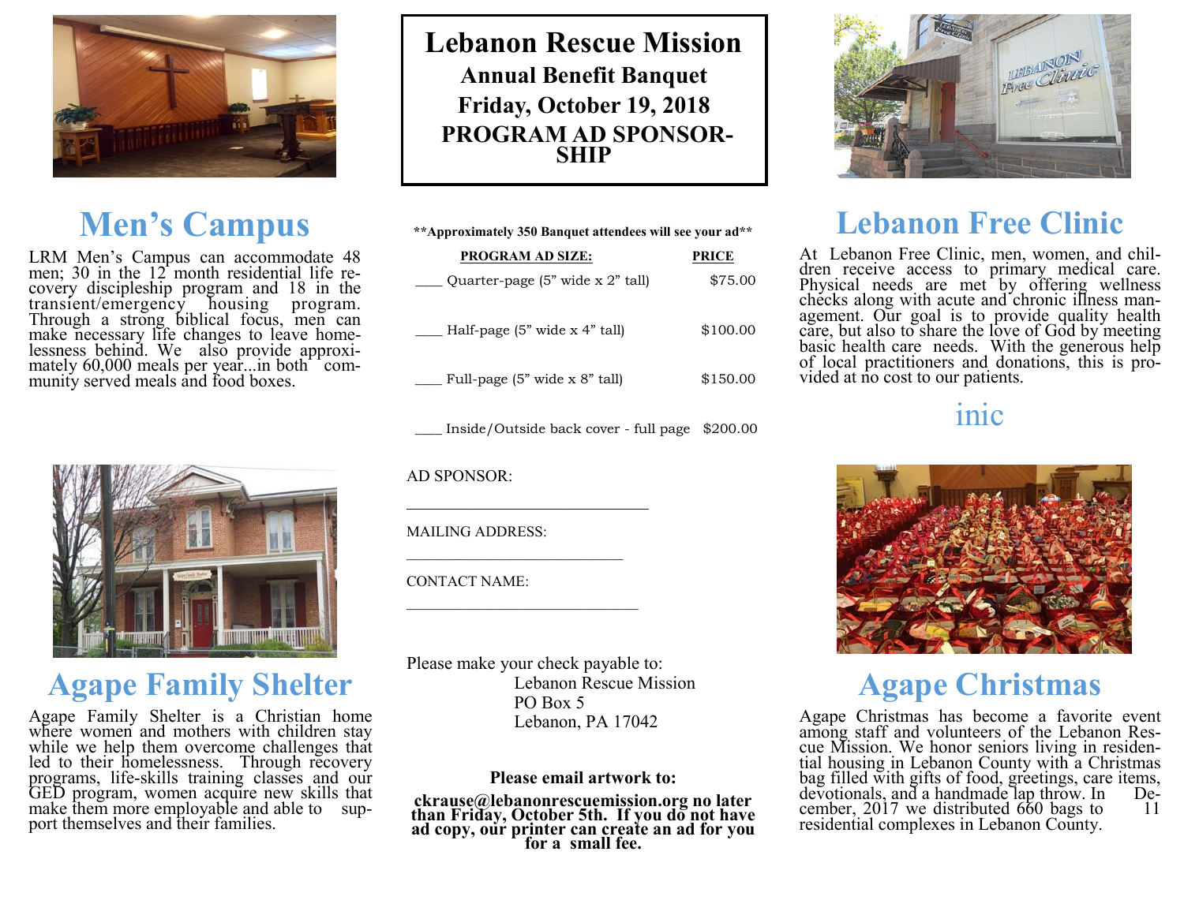# Lebanon Rescue Mission

## Annual Benefit Banquet

## Friday, October 19, 2018

## PROGRAM AD SPONSOR-SHIP

**Approximately 350 Banquet attendees will see your ad**

| PROGRAM AD SIZE: | PRICE |
|---|---|
| ____ Quarter-page (5" wide x 2" tall) | $75.00 |
| ____ Half-page (5" wide x 4" tall) | $100.00 |
| ____ Full-page (5" wide x 8" tall) | $150.00 |
| ____ Inside/Outside back cover - full page | $200.00 |

AD SPONSOR:

______________________________

MAILING ADDRESS:

___________________________

CONTACT NAME:

_____________________________

Please make your check payable to:

Lebanon Rescue Mission
PO Box 5
Lebanon, PA 17042

**Please email artwork to:**

**ckrause@lebanonrescuemission.org no later than Friday, October 5th. If you do not have ad copy, our printer can create an ad for you for a small fee.**

## Men's Campus

LRM Men's Campus can accommodate 48 men; 30 in the 12 month residential life recovery discipleship program and 18 in the transient/emergency housing program. Through a strong biblical focus, men can make necessary life changes to leave homelessness behind. We also provide approximately 60,000 meals per year...in both community served meals and food boxes.

## Agape Family Shelter

Agape Family Shelter is a Christian home where women and mothers with children stay while we help them overcome challenges that led to their homelessness. Through recovery programs, life-skills training classes and our GED program, women acquire new skills that make them more employable and able to support themselves and their families.

## Lebanon Free Clinic

At Lebanon Free Clinic, men, women, and children receive access to primary medical care. Physical needs are met by offering wellness checks along with acute and chronic illness management. Our goal is to provide quality health care, but also to share the love of God by meeting basic health care needs. With the generous help of local practitioners and donations, this is provided at no cost to our patients.

inic

## Agape Christmas

Agape Christmas has become a favorite event among staff and volunteers of the Lebanon Rescue Mission. We honor seniors living in residential housing in Lebanon County with a Christmas bag filled with gifts of food, greetings, care items, devotionals, and a handmade lap throw. In December, 2017 we distributed 660 bags to 11 residential complexes in Lebanon County.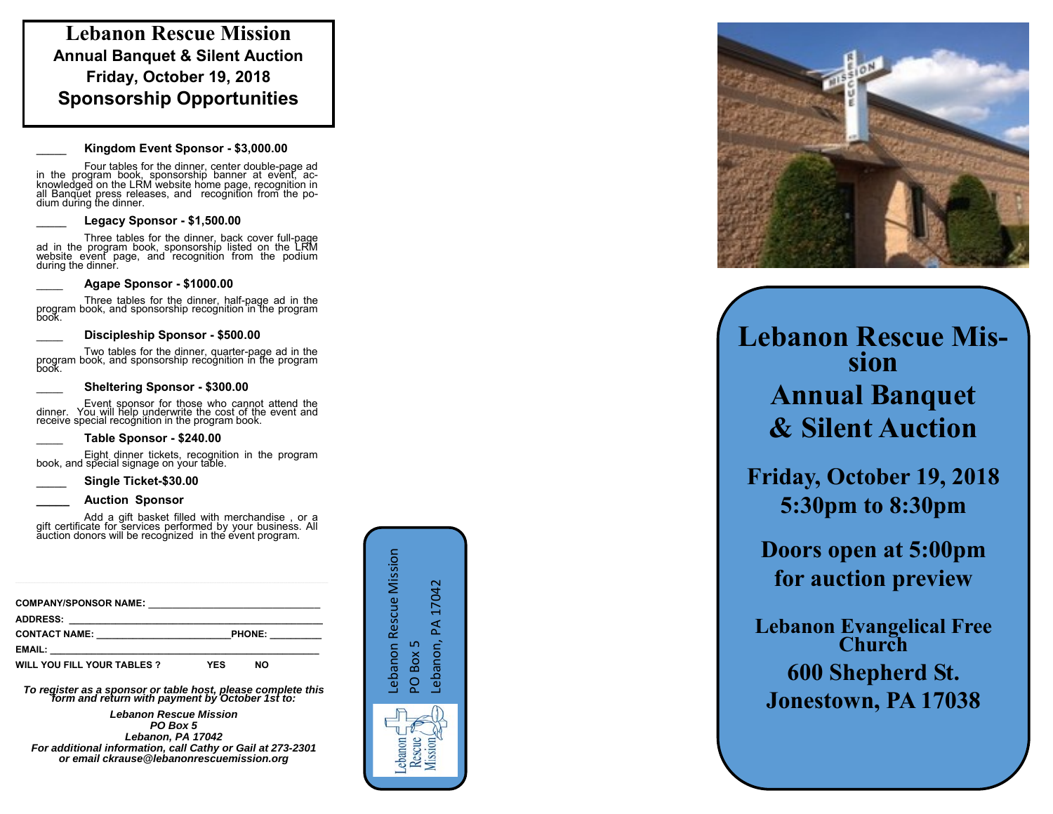# Lebanon Rescue Mission

## Annual Banquet & Silent Auction

## Friday, October 19, 2018

## Sponsorship Opportunities

_____ **Kingdom Event Sponsor - $3,000.00**

Four tables for the dinner, center double-page ad in the program book, sponsorship banner at event, acknowledged on the LRM website home page, recognition in all Banquet press releases, and recognition from the podium during the dinner.

_____ **Legacy Sponsor - $1,500.00**

Three tables for the dinner, back cover full-page ad in the program book, sponsorship listed on the LRM website event page, and recognition from the podium during the dinner.

____ **Agape Sponsor - $1000.00**

Three tables for the dinner, half-page ad in the program book, and sponsorship recognition in the program book.

____ **Discipleship Sponsor - $500.00**

Two tables for the dinner, quarter-page ad in the program book, and sponsorship recognition in the program book.

____ **Sheltering Sponsor - $300.00**

Event sponsor for those who cannot attend the dinner. You will help underwrite the cost of the event and receive special recognition in the program book.

____ **Table Sponsor - $240.00**

Eight dinner tickets, recognition in the program book, and special signage on your table.

_____ **Single Ticket-$30.00**

_____ **Auction Sponsor**

Add a gift basket filled with merchandise , or a gift certificate for services performed by your business. All auction donors will be recognized in the event program.

**COMPANY/SPONSOR NAME:** ________________________________

**ADDRESS:** ______________________________________________

**CONTACT NAME:** _________________________ **PHONE:** __________

**EMAIL:** ________________________________________________

**WILL YOU FILL YOUR TABLES ?** **YES** **NO**

***To register as a sponsor or table host, please complete this form and return with payment by October 1st to:***

***Lebanon Rescue Mission***
***PO Box 5***
***Lebanon, PA 17042***
***For additional information, call Cathy or Gail at 273-2301 or email ckrause@lebanonrescuemission.org***

Lebanon Rescue Mission
PO Box 5
Lebanon, PA 17042

Lebanon Rescue Mission

# Lebanon Rescue Mission Annual Banquet & Silent Auction

## Friday, October 19, 2018
## 5:30pm to 8:30pm

## Doors open at 5:00pm for auction preview

## Lebanon Evangelical Free Church
## 600 Shepherd St.
## Jonestown, PA 17038